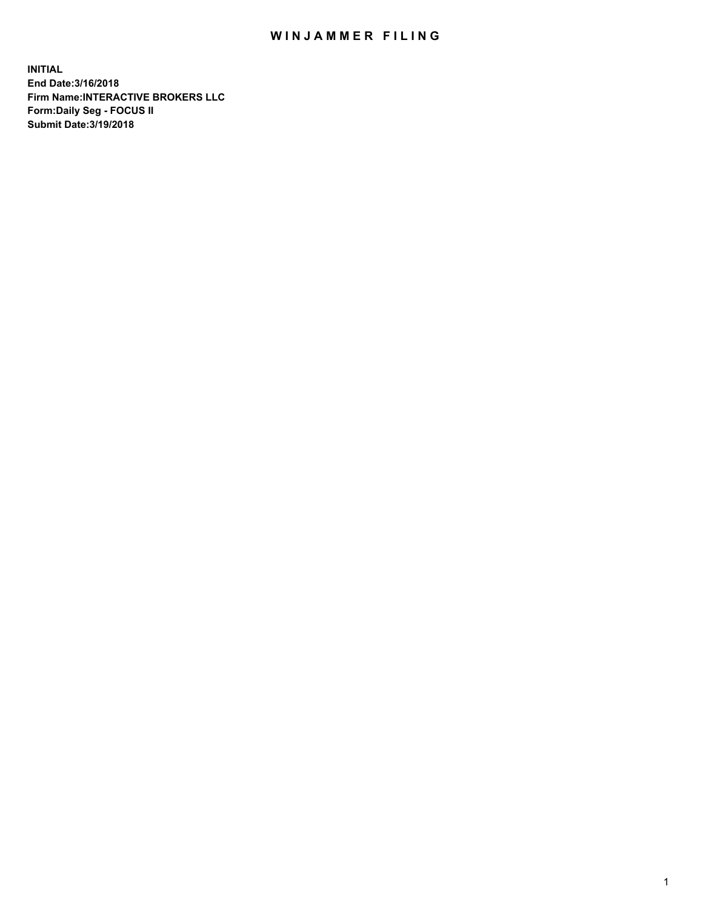# WINJAMMER FILING

**INITIAL**
**End Date:3/16/2018**
**Firm Name:INTERACTIVE BROKERS LLC**
**Form:Daily Seg - FOCUS II**
**Submit Date:3/19/2018**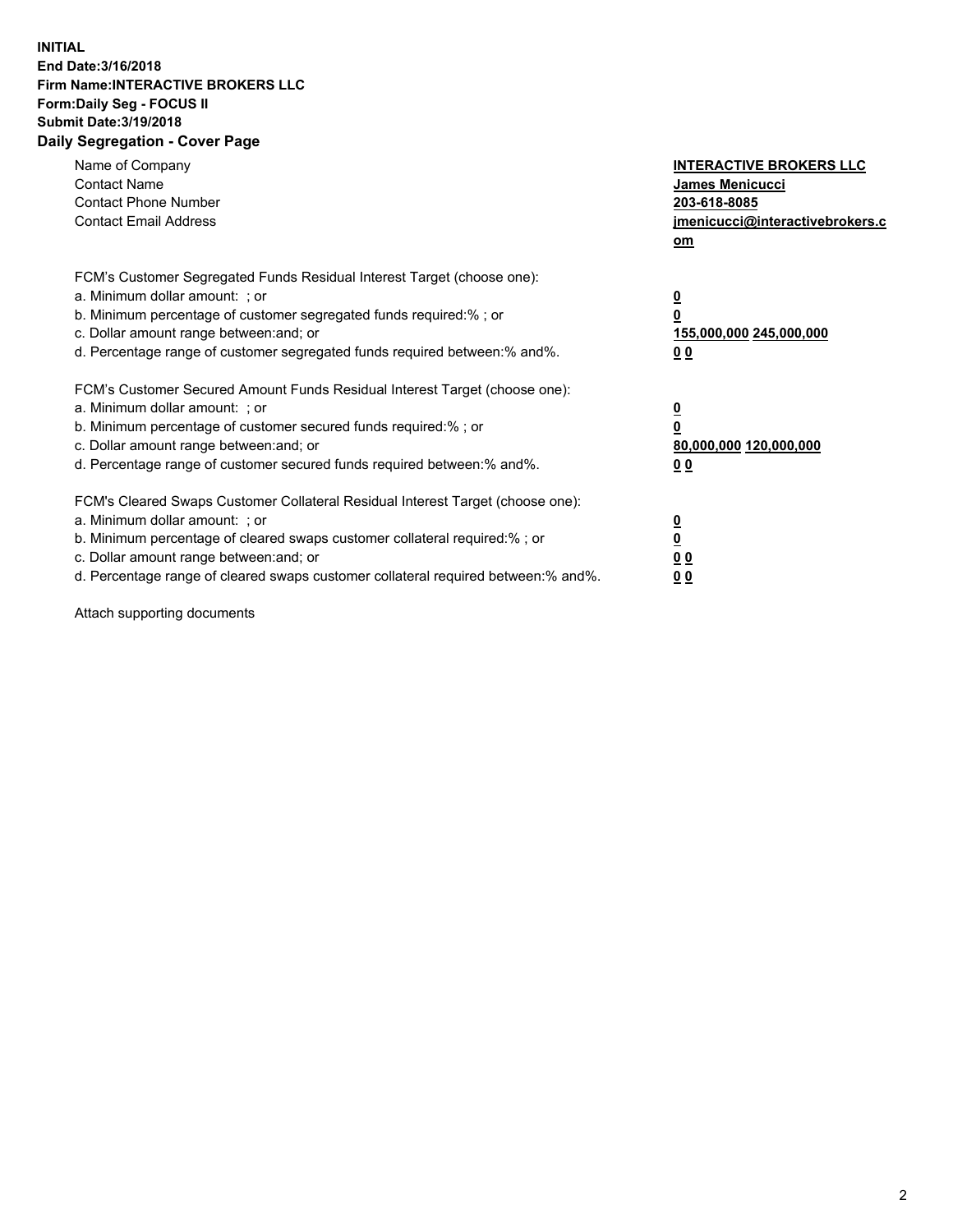**INITIAL**
**End Date:3/16/2018**
**Firm Name:INTERACTIVE BROKERS LLC**
**Form:Daily Seg - FOCUS II**
**Submit Date:3/19/2018**
**Daily Segregation - Cover Page**

| | |
|---|---|
| Name of Company | **INTERACTIVE BROKERS LLC** |
| Contact Name | **James Menicucci** |
| Contact Phone Number | **203-618-8085** |
| Contact Email Address | **jmenicucci@interactivebrokers.com** |

FCM's Customer Segregated Funds Residual Interest Target (choose one):

| | |
|---|---|
| a. Minimum dollar amount: ; or | **0** |
| b. Minimum percentage of customer segregated funds required:% ; or | **0** |
| c. Dollar amount range between:and; or | **155,000,000 245,000,000** |
| d. Percentage range of customer segregated funds required between:% and%. | **0 0** |

FCM's Customer Secured Amount Funds Residual Interest Target (choose one):

| | |
|---|---|
| a. Minimum dollar amount: ; or | **0** |
| b. Minimum percentage of customer secured funds required:% ; or | **0** |
| c. Dollar amount range between:and; or | **80,000,000 120,000,000** |
| d. Percentage range of customer secured funds required between:% and%. | **0 0** |

FCM's Cleared Swaps Customer Collateral Residual Interest Target (choose one):

| | |
|---|---|
| a. Minimum dollar amount: ; or | **0** |
| b. Minimum percentage of cleared swaps customer collateral required:% ; or | **0** |
| c. Dollar amount range between:and; or | **0 0** |
| d. Percentage range of cleared swaps customer collateral required between:% and%. | **0 0** |

Attach supporting documents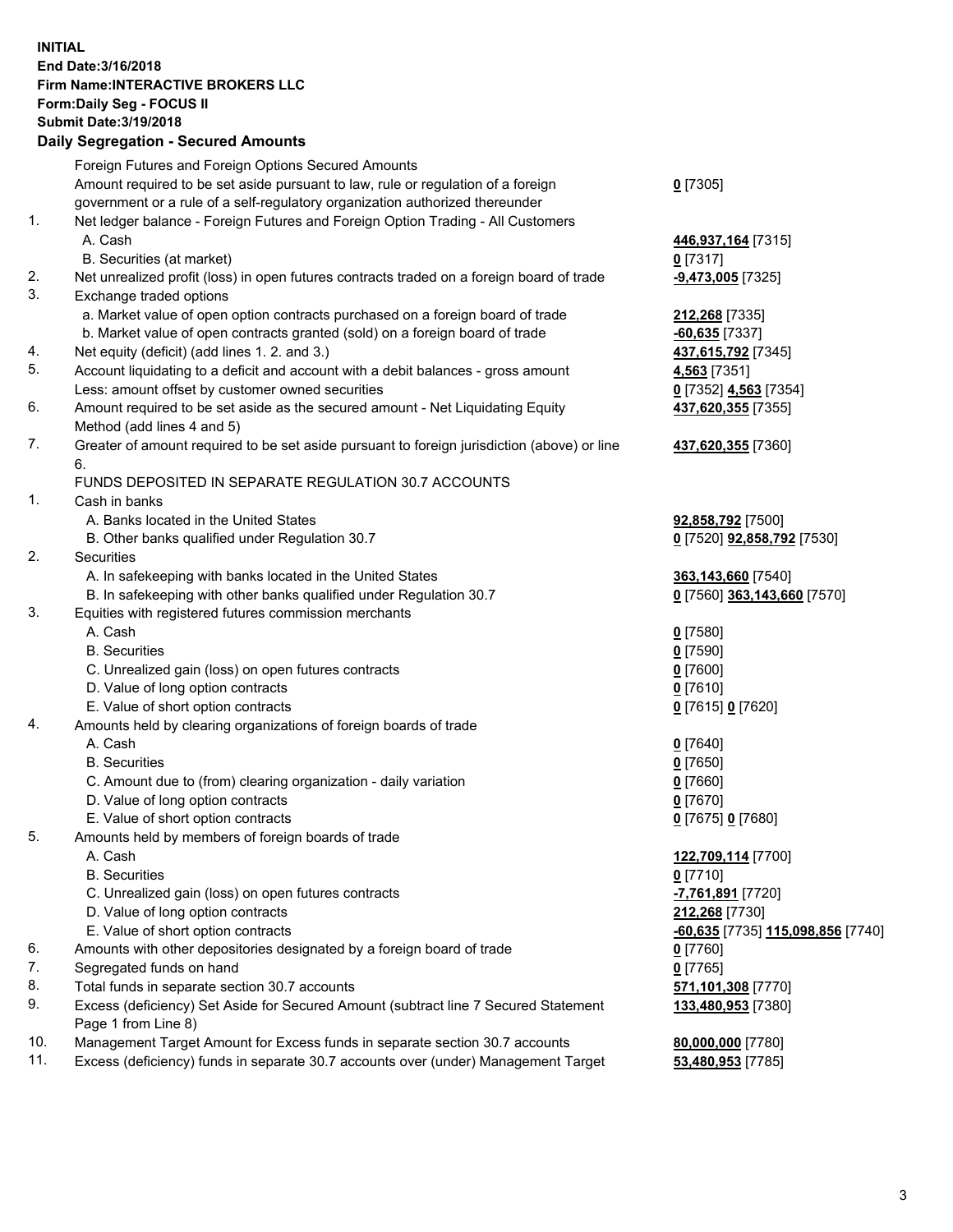**INITIAL**
**End Date:3/16/2018**
**Firm Name:INTERACTIVE BROKERS LLC**
**Form:Daily Seg - FOCUS II**
**Submit Date:3/19/2018**

## Daily Segregation - Secured Amounts

| | | |
|---|---|---|
| | Foreign Futures and Foreign Options Secured Amounts | |
| | Amount required to be set aside pursuant to law, rule or regulation of a foreign government or a rule of a self-regulatory organization authorized thereunder | **0** [7305] |
| 1. | Net ledger balance - Foreign Futures and Foreign Option Trading - All Customers | |
| | A. Cash | **446,937,164** [7315] |
| | B. Securities (at market) | **0** [7317] |
| 2. | Net unrealized profit (loss) in open futures contracts traded on a foreign board of trade | **-9,473,005** [7325] |
| 3. | Exchange traded options | |
| | a. Market value of open option contracts purchased on a foreign board of trade | **212,268** [7335] |
| | b. Market value of open contracts granted (sold) on a foreign board of trade | **-60,635** [7337] |
| 4. | Net equity (deficit) (add lines 1. 2. and 3.) | **437,615,792** [7345] |
| 5. | Account liquidating to a deficit and account with a debit balances - gross amount | **4,563** [7351] |
| | Less: amount offset by customer owned securities | **0** [7352] **4,563** [7354] |
| 6. | Amount required to be set aside as the secured amount - Net Liquidating Equity Method (add lines 4 and 5) | **437,620,355** [7355] |
| 7. | Greater of amount required to be set aside pursuant to foreign jurisdiction (above) or line 6. | **437,620,355** [7360] |
| | FUNDS DEPOSITED IN SEPARATE REGULATION 30.7 ACCOUNTS | |
| 1. | Cash in banks | |
| | A. Banks located in the United States | **92,858,792** [7500] |
| | B. Other banks qualified under Regulation 30.7 | **0** [7520] **92,858,792** [7530] |
| 2. | Securities | |
| | A. In safekeeping with banks located in the United States | **363,143,660** [7540] |
| | B. In safekeeping with other banks qualified under Regulation 30.7 | **0** [7560] **363,143,660** [7570] |
| 3. | Equities with registered futures commission merchants | |
| | A. Cash | **0** [7580] |
| | B. Securities | **0** [7590] |
| | C. Unrealized gain (loss) on open futures contracts | **0** [7600] |
| | D. Value of long option contracts | **0** [7610] |
| | E. Value of short option contracts | **0** [7615] **0** [7620] |
| 4. | Amounts held by clearing organizations of foreign boards of trade | |
| | A. Cash | **0** [7640] |
| | B. Securities | **0** [7650] |
| | C. Amount due to (from) clearing organization - daily variation | **0** [7660] |
| | D. Value of long option contracts | **0** [7670] |
| | E. Value of short option contracts | **0** [7675] **0** [7680] |
| 5. | Amounts held by members of foreign boards of trade | |
| | A. Cash | **122,709,114** [7700] |
| | B. Securities | **0** [7710] |
| | C. Unrealized gain (loss) on open futures contracts | **-7,761,891** [7720] |
| | D. Value of long option contracts | **212,268** [7730] |
| | E. Value of short option contracts | **-60,635** [7735] **115,098,856** [7740] |
| 6. | Amounts with other depositories designated by a foreign board of trade | **0** [7760] |
| 7. | Segregated funds on hand | **0** [7765] |
| 8. | Total funds in separate section 30.7 accounts | **571,101,308** [7770] |
| 9. | Excess (deficiency) Set Aside for Secured Amount (subtract line 7 Secured Statement Page 1 from Line 8) | **133,480,953** [7380] |
| 10. | Management Target Amount for Excess funds in separate section 30.7 accounts | **80,000,000** [7780] |
| 11. | Excess (deficiency) funds in separate 30.7 accounts over (under) Management Target | **53,480,953** [7785] |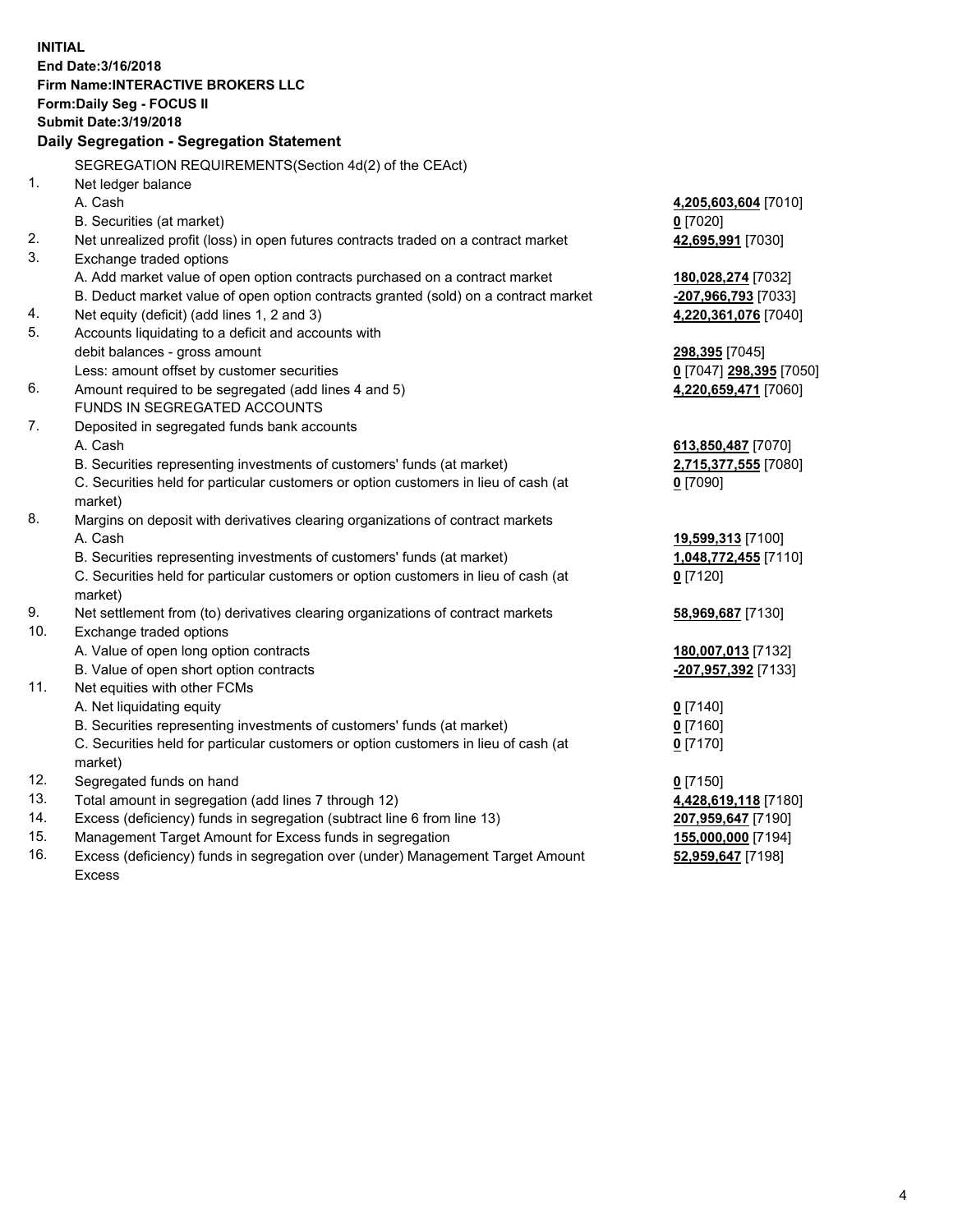**INITIAL**
**End Date:3/16/2018**
**Firm Name:INTERACTIVE BROKERS LLC**
**Form:Daily Seg - FOCUS II**
**Submit Date:3/19/2018**
**Daily Segregation - Segregation Statement**

| | | |
|---|---|---|
| | SEGREGATION REQUIREMENTS(Section 4d(2) of the CEAct) | |
| 1. | Net ledger balance | |
| | A. Cash | **4,205,603,604** [7010] |
| | B. Securities (at market) | **0** [7020] |
| 2. | Net unrealized profit (loss) in open futures contracts traded on a contract market | **42,695,991** [7030] |
| 3. | Exchange traded options | |
| | A. Add market value of open option contracts purchased on a contract market | **180,028,274** [7032] |
| | B. Deduct market value of open option contracts granted (sold) on a contract market | **-207,966,793** [7033] |
| 4. | Net equity (deficit) (add lines 1, 2 and 3) | **4,220,361,076** [7040] |
| 5. | Accounts liquidating to a deficit and accounts with | |
| | debit balances - gross amount | **298,395** [7045] |
| | Less: amount offset by customer securities | **0** [7047] **298,395** [7050] |
| 6. | Amount required to be segregated (add lines 4 and 5) | **4,220,659,471** [7060] |
| | FUNDS IN SEGREGATED ACCOUNTS | |
| 7. | Deposited in segregated funds bank accounts | |
| | A. Cash | **613,850,487** [7070] |
| | B. Securities representing investments of customers' funds (at market) | **2,715,377,555** [7080] |
| | C. Securities held for particular customers or option customers in lieu of cash (at market) | **0** [7090] |
| 8. | Margins on deposit with derivatives clearing organizations of contract markets | |
| | A. Cash | **19,599,313** [7100] |
| | B. Securities representing investments of customers' funds (at market) | **1,048,772,455** [7110] |
| | C. Securities held for particular customers or option customers in lieu of cash (at market) | **0** [7120] |
| 9. | Net settlement from (to) derivatives clearing organizations of contract markets | **58,969,687** [7130] |
| 10. | Exchange traded options | |
| | A. Value of open long option contracts | **180,007,013** [7132] |
| | B. Value of open short option contracts | **-207,957,392** [7133] |
| 11. | Net equities with other FCMs | |
| | A. Net liquidating equity | **0** [7140] |
| | B. Securities representing investments of customers' funds (at market) | **0** [7160] |
| | C. Securities held for particular customers or option customers in lieu of cash (at market) | **0** [7170] |
| 12. | Segregated funds on hand | **0** [7150] |
| 13. | Total amount in segregation (add lines 7 through 12) | **4,428,619,118** [7180] |
| 14. | Excess (deficiency) funds in segregation (subtract line 6 from line 13) | **207,959,647** [7190] |
| 15. | Management Target Amount for Excess funds in segregation | **155,000,000** [7194] |
| 16. | Excess (deficiency) funds in segregation over (under) Management Target Amount Excess | **52,959,647** [7198] |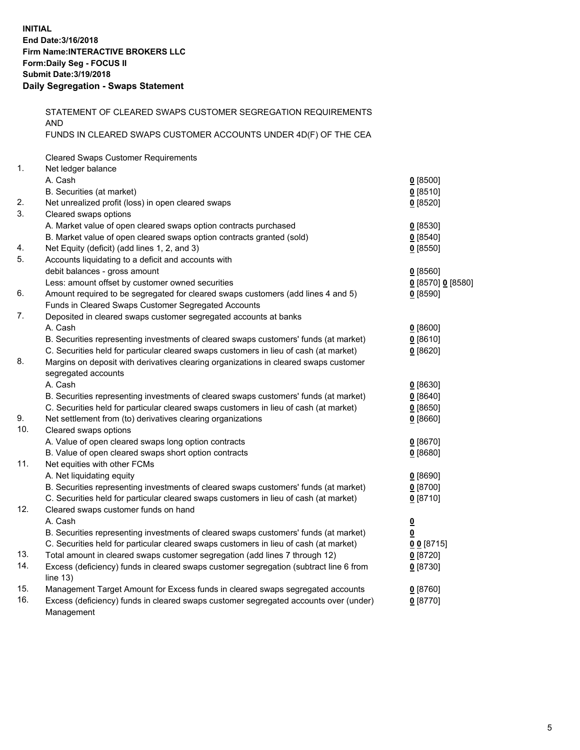**INITIAL**
**End Date:3/16/2018**
**Firm Name:INTERACTIVE BROKERS LLC**
**Form:Daily Seg - FOCUS II**
**Submit Date:3/19/2018**
**Daily Segregation - Swaps Statement**

STATEMENT OF CLEARED SWAPS CUSTOMER SEGREGATION REQUIREMENTS AND FUNDS IN CLEARED SWAPS CUSTOMER ACCOUNTS UNDER 4D(F) OF THE CEA

| | | |
|---|---|---|
| | Cleared Swaps Customer Requirements | |
| 1. | Net ledger balance | |
| | A. Cash | 0 [8500] |
| | B. Securities (at market) | 0 [8510] |
| 2. | Net unrealized profit (loss) in open cleared swaps | 0 [8520] |
| 3. | Cleared swaps options | |
| | A. Market value of open cleared swaps option contracts purchased | 0 [8530] |
| | B. Market value of open cleared swaps option contracts granted (sold) | 0 [8540] |
| 4. | Net Equity (deficit) (add lines 1, 2, and 3) | 0 [8550] |
| 5. | Accounts liquidating to a deficit and accounts with debit balances - gross amount | 0 [8560] |
| | Less: amount offset by customer owned securities | 0 [8570] 0 [8580] |
| 6. | Amount required to be segregated for cleared swaps customers (add lines 4 and 5) | 0 [8590] |
| | Funds in Cleared Swaps Customer Segregated Accounts | |
| 7. | Deposited in cleared swaps customer segregated accounts at banks | |
| | A. Cash | 0 [8600] |
| | B. Securities representing investments of cleared swaps customers' funds (at market) | 0 [8610] |
| | C. Securities held for particular cleared swaps customers in lieu of cash (at market) | 0 [8620] |
| 8. | Margins on deposit with derivatives clearing organizations in cleared swaps customer segregated accounts | |
| | A. Cash | 0 [8630] |
| | B. Securities representing investments of cleared swaps customers' funds (at market) | 0 [8640] |
| | C. Securities held for particular cleared swaps customers in lieu of cash (at market) | 0 [8650] |
| 9. | Net settlement from (to) derivatives clearing organizations | 0 [8660] |
| 10. | Cleared swaps options | |
| | A. Value of open cleared swaps long option contracts | 0 [8670] |
| | B. Value of open cleared swaps short option contracts | 0 [8680] |
| 11. | Net equities with other FCMs | |
| | A. Net liquidating equity | 0 [8690] |
| | B. Securities representing investments of cleared swaps customers' funds (at market) | 0 [8700] |
| | C. Securities held for particular cleared swaps customers in lieu of cash (at market) | 0 [8710] |
| 12. | Cleared swaps customer funds on hand | |
| | A. Cash | 0 |
| | B. Securities representing investments of cleared swaps customers' funds (at market) | 0 |
| | C. Securities held for particular cleared swaps customers in lieu of cash (at market) | 0 0 [8715] |
| 13. | Total amount in cleared swaps customer segregation (add lines 7 through 12) | 0 [8720] |
| 14. | Excess (deficiency) funds in cleared swaps customer segregation (subtract line 6 from line 13) | 0 [8730] |
| 15. | Management Target Amount for Excess funds in cleared swaps segregated accounts | 0 [8760] |
| 16. | Excess (deficiency) funds in cleared swaps customer segregated accounts over (under) Management | 0 [8770] |